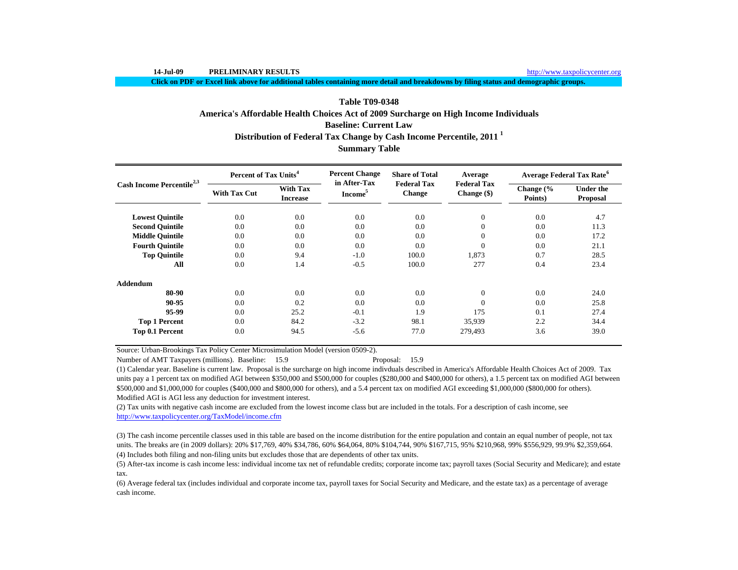14-Jul-09 **PRELIMINARY RESULTS** http://www.taxpolicycenter.org

**Click on PDF or Excel link above for additional tables containing more detail and breakdowns by filing status and demographic groups.**

# Table T09-0348
## America's Affordable Health Choices Act of 2009 Surcharge on High Income Individuals
## Baseline: Current Law
## Distribution of Federal Tax Change by Cash Income Percentile, 2011 [1]
## Summary Table

| Cash Income Percentile[2,3] | Percent of Tax Units[4] | | Percent Change in After-Tax Income[5] | Share of Total Federal Tax Change | Average Federal Tax Change ($) | Average Federal Tax Rate[6] | |
|---|---|---|---|---|---|---|---|
| | With Tax Cut | With Tax Increase | | | | Change (% Points) | Under the Proposal |
| **Lowest Quintile** | 0.0 | 0.0 | 0.0 | 0.0 | 0 | 0.0 | 4.7 |
| **Second Quintile** | 0.0 | 0.0 | 0.0 | 0.0 | 0 | 0.0 | 11.3 |
| **Middle Quintile** | 0.0 | 0.0 | 0.0 | 0.0 | 0 | 0.0 | 17.2 |
| **Fourth Quintile** | 0.0 | 0.0 | 0.0 | 0.0 | 0 | 0.0 | 21.1 |
| **Top Quintile** | 0.0 | 9.4 | -1.0 | 100.0 | 1,873 | 0.7 | 28.5 |
| **All** | 0.0 | 1.4 | -0.5 | 100.0 | 277 | 0.4 | 23.4 |
| **Addendum** | | | | | | | |
| **80-90** | 0.0 | 0.0 | 0.0 | 0.0 | 0 | 0.0 | 24.0 |
| **90-95** | 0.0 | 0.2 | 0.0 | 0.0 | 0 | 0.0 | 25.8 |
| **95-99** | 0.0 | 25.2 | -0.1 | 1.9 | 175 | 0.1 | 27.4 |
| **Top 1 Percent** | 0.0 | 84.2 | -3.2 | 98.1 | 35,939 | 2.2 | 34.4 |
| **Top 0.1 Percent** | 0.0 | 94.5 | -5.6 | 77.0 | 279,493 | 3.6 | 39.0 |

Source: Urban-Brookings Tax Policy Center Microsimulation Model (version 0509-2).

Number of AMT Taxpayers (millions). Baseline: 15.9 Proposal: 15.9

(1) Calendar year. Baseline is current law. Proposal is the surcharge on high income indivduals described in America's Affordable Health Choices Act of 2009. Tax units pay a 1 percent tax on modified AGI between $350,000 and $500,000 for couples ($280,000 and $400,000 for others), a 1.5 percent tax on modified AGI between $500,000 and $1,000,000 for couples ($400,000 and $800,000 for others), and a 5.4 percent tax on modified AGI exceeding $1,000,000 ($800,000 for others). Modified AGI is AGI less any deduction for investment interest.

(2) Tax units with negative cash income are excluded from the lowest income class but are included in the totals. For a description of cash income, see http://www.taxpolicycenter.org/TaxModel/income.cfm

(3) The cash income percentile classes used in this table are based on the income distribution for the entire population and contain an equal number of people, not tax units. The breaks are (in 2009 dollars): 20% $17,769, 40% $34,786, 60% $64,064, 80% $104,744, 90% $167,715, 95% $210,968, 99% $556,929, 99.9% $2,359,664.

(4) Includes both filing and non-filing units but excludes those that are dependents of other tax units.

(5) After-tax income is cash income less: individual income tax net of refundable credits; corporate income tax; payroll taxes (Social Security and Medicare); and estate tax.

(6) Average federal tax (includes individual and corporate income tax, payroll taxes for Social Security and Medicare, and the estate tax) as a percentage of average cash income.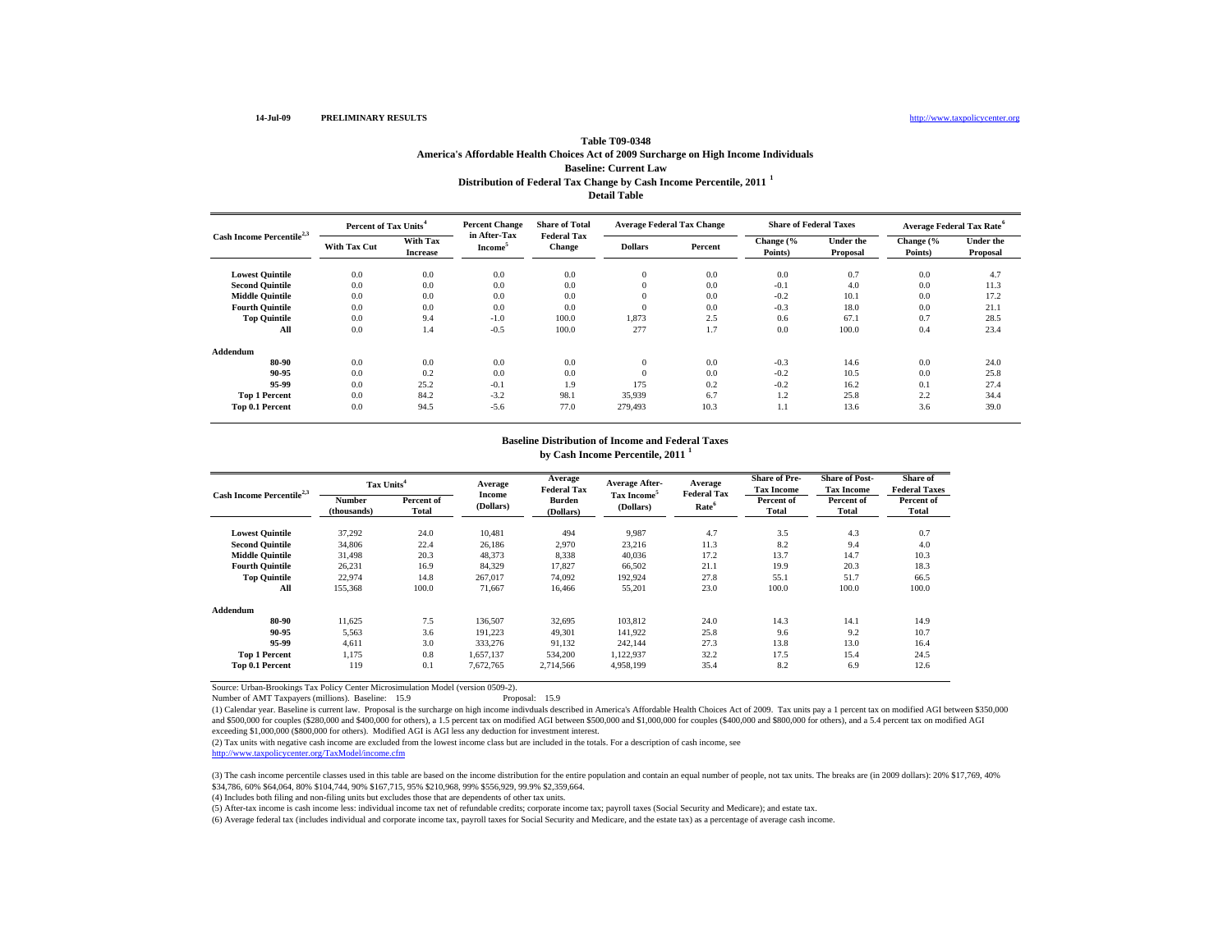14-Jul-09 PRELIMINARY RESULTS http://www.taxpolicycenter.org

# Table T09-0348
## America's Affordable Health Choices Act of 2009 Surcharge on High Income Individuals
### Baseline: Current Law
### Distribution of Federal Tax Change by Cash Income Percentile, 2011 [1]
### Detail Table

| Cash Income Percentile[2,3] | Percent of Tax Units[4] | | Percent Change in After-Tax Income[5] | Share of Total Federal Tax Change | Average Federal Tax Change | | Share of Federal Taxes | | Average Federal Tax Rate[6] | |
|---|---|---|---|---|---|---|---|---|---|---|
| | With Tax Cut | With Tax Increase | | | Dollars | Percent | Change (% Points) | Under the Proposal | Change (% Points) | Under the Proposal |
| Lowest Quintile | 0.0 | 0.0 | 0.0 | 0.0 | 0 | 0.0 | 0.0 | 0.7 | 0.0 | 4.7 |
| Second Quintile | 0.0 | 0.0 | 0.0 | 0.0 | 0 | 0.0 | -0.1 | 4.0 | 0.0 | 11.3 |
| Middle Quintile | 0.0 | 0.0 | 0.0 | 0.0 | 0 | 0.0 | -0.2 | 10.1 | 0.0 | 17.2 |
| Fourth Quintile | 0.0 | 0.0 | 0.0 | 0.0 | 0 | 0.0 | -0.3 | 18.0 | 0.0 | 21.1 |
| Top Quintile | 0.0 | 9.4 | -1.0 | 100.0 | 1,873 | 2.5 | 0.6 | 67.1 | 0.7 | 28.5 |
| All | 0.0 | 1.4 | -0.5 | 100.0 | 277 | 1.7 | 0.0 | 100.0 | 0.4 | 23.4 |
| **Addendum** | | | | | | | | | | |
| 80-90 | 0.0 | 0.0 | 0.0 | 0.0 | 0 | 0.0 | -0.3 | 14.6 | 0.0 | 24.0 |
| 90-95 | 0.0 | 0.2 | 0.0 | 0.0 | 0 | 0.0 | -0.2 | 10.5 | 0.0 | 25.8 |
| 95-99 | 0.0 | 25.2 | -0.1 | 1.9 | 175 | 0.2 | -0.2 | 16.2 | 0.1 | 27.4 |
| Top 1 Percent | 0.0 | 84.2 | -3.2 | 98.1 | 35,939 | 6.7 | 1.2 | 25.8 | 2.2 | 34.4 |
| Top 0.1 Percent | 0.0 | 94.5 | -5.6 | 77.0 | 279,493 | 10.3 | 1.1 | 13.6 | 3.6 | 39.0 |

### Baseline Distribution of Income and Federal Taxes by Cash Income Percentile, 2011 [1]

| Cash Income Percentile[2,3] | Tax Units[4] | | Average Income (Dollars) | Average Federal Tax Burden (Dollars) | Average After-Tax Income[5] (Dollars) | Average Federal Tax Rate[6] | Share of Pre-Tax Income | Share of Post-Tax Income | Share of Federal Taxes |
|---|---|---|---|---|---|---|---|---|---|
| | Number (thousands) | Percent of Total | | | | | Percent of Total | Percent of Total | Percent of Total |
| Lowest Quintile | 37,292 | 24.0 | 10,481 | 494 | 9,987 | 4.7 | 3.5 | 4.3 | 0.7 |
| Second Quintile | 34,806 | 22.4 | 26,186 | 2,970 | 23,216 | 11.3 | 8.2 | 9.4 | 4.0 |
| Middle Quintile | 31,498 | 20.3 | 48,373 | 8,338 | 40,036 | 17.2 | 13.7 | 14.7 | 10.3 |
| Fourth Quintile | 26,231 | 16.9 | 84,329 | 17,827 | 66,502 | 21.1 | 19.9 | 20.3 | 18.3 |
| Top Quintile | 22,974 | 14.8 | 267,017 | 74,092 | 192,924 | 27.8 | 55.1 | 51.7 | 66.5 |
| All | 155,368 | 100.0 | 71,667 | 16,466 | 55,201 | 23.0 | 100.0 | 100.0 | 100.0 |
| **Addendum** | | | | | | | | | |
| 80-90 | 11,625 | 7.5 | 136,507 | 32,695 | 103,812 | 24.0 | 14.3 | 14.1 | 14.9 |
| 90-95 | 5,563 | 3.6 | 191,223 | 49,301 | 141,922 | 25.8 | 9.6 | 9.2 | 10.7 |
| 95-99 | 4,611 | 3.0 | 333,276 | 91,132 | 242,144 | 27.3 | 13.8 | 13.0 | 16.4 |
| Top 1 Percent | 1,175 | 0.8 | 1,657,137 | 534,200 | 1,122,937 | 32.2 | 17.5 | 15.4 | 24.5 |
| Top 0.1 Percent | 119 | 0.1 | 7,672,765 | 2,714,566 | 4,958,199 | 35.4 | 8.2 | 6.9 | 12.6 |

Source: Urban-Brookings Tax Policy Center Microsimulation Model (version 0509-2).

Number of AMT Taxpayers (millions). Baseline: 15.9 Proposal: 15.9

(1) Calendar year. Baseline is current law. Proposal is the surcharge on high income indivduals described in America's Affordable Health Choices Act of 2009. Tax units pay a 1 percent tax on modified AGI between $350,000 and $500,000 for couples ($280,000 and $400,000 for others), a 1.5 percent tax on modified AGI between $500,000 and $1,000,000 for couples ($400,000 and $800,000 for others), and a 5.4 percent tax on modified AGI exceeding $1,000,000 ($800,000 for others). Modified AGI is AGI less any deduction for investment interest.

(2) Tax units with negative cash income are excluded from the lowest income class but are included in the totals. For a description of cash income, see http://www.taxpolicycenter.org/TaxModel/income.cfm

(3) The cash income percentile classes used in this table are based on the income distribution for the entire population and contain an equal number of people, not tax units. The breaks are (in 2009 dollars): 20% $17,769, 40% $34,786, 60% $64,064, 80% $104,744, 90% $167,715, 95% $210,968, 99% $556,929, 99.9% $2,359,664.

(4) Includes both filing and non-filing units but excludes those that are dependents of other tax units.

(5) After-tax income is cash income less: individual income tax net of refundable credits; corporate income tax; payroll taxes (Social Security and Medicare); and estate tax.

(6) Average federal tax (includes individual and corporate income tax, payroll taxes for Social Security and Medicare, and the estate tax) as a percentage of average cash income.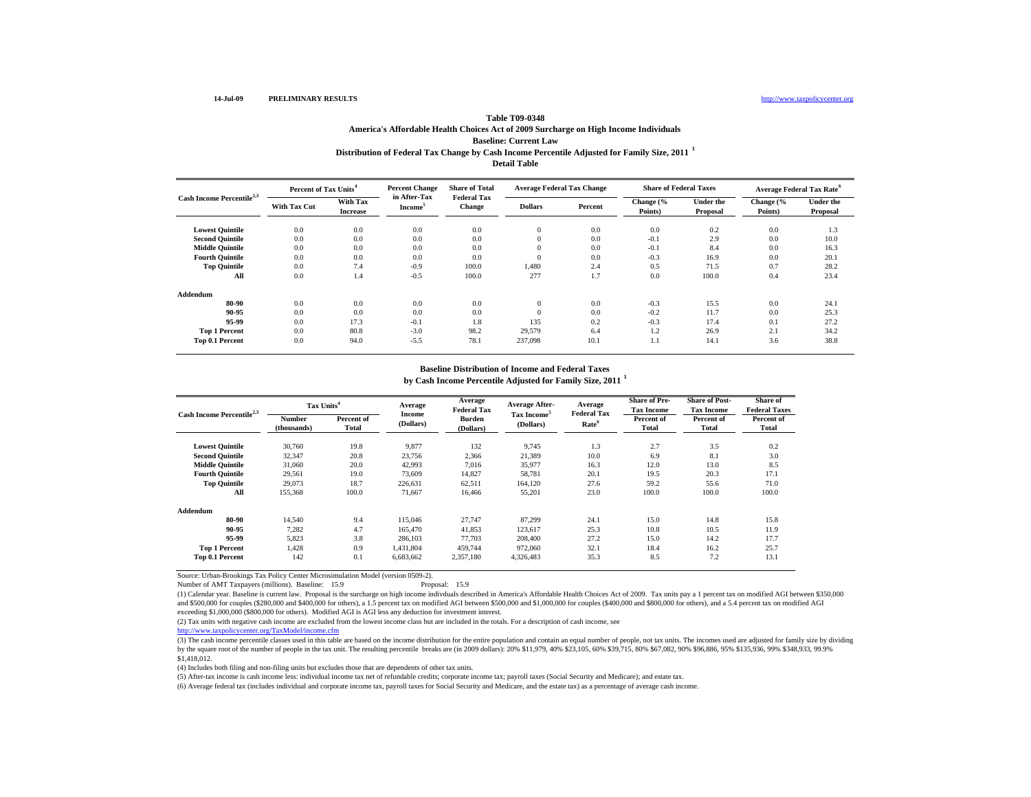14-Jul-09 PRELIMINARY RESULTS http://www.taxpolicycenter.org

# Table T09-0348

## America's Affordable Health Choices Act of 2009 Surcharge on High Income Individuals

### Baseline: Current Law

### Distribution of Federal Tax Change by Cash Income Percentile Adjusted for Family Size, 2011 [1]

### Detail Table

| Cash Income Percentile[2,3] | Percent of Tax Units[4] | | Percent Change in After-Tax Income[5] | Share of Total Federal Tax Change | Average Federal Tax Change | | Share of Federal Taxes | | Average Federal Tax Rate[6] | |
|---|---|---|---|---|---|---|---|---|---|---|
| | With Tax Cut | With Tax Increase | | | Dollars | Percent | Change (% Points) | Under the Proposal | Change (% Points) | Under the Proposal |
| Lowest Quintile | 0.0 | 0.0 | 0.0 | 0.0 | 0 | 0.0 | 0.0 | 0.2 | 0.0 | 1.3 |
| Second Quintile | 0.0 | 0.0 | 0.0 | 0.0 | 0 | 0.0 | -0.1 | 2.9 | 0.0 | 10.0 |
| Middle Quintile | 0.0 | 0.0 | 0.0 | 0.0 | 0 | 0.0 | -0.1 | 8.4 | 0.0 | 16.3 |
| Fourth Quintile | 0.0 | 0.0 | 0.0 | 0.0 | 0 | 0.0 | -0.3 | 16.9 | 0.0 | 20.1 |
| Top Quintile | 0.0 | 7.4 | -0.9 | 100.0 | 1,480 | 2.4 | 0.5 | 71.5 | 0.7 | 28.2 |
| All | 0.0 | 1.4 | -0.5 | 100.0 | 277 | 1.7 | 0.0 | 100.0 | 0.4 | 23.4 |
| **Addendum** | | | | | | | | | | |
| 80-90 | 0.0 | 0.0 | 0.0 | 0.0 | 0 | 0.0 | -0.3 | 15.5 | 0.0 | 24.1 |
| 90-95 | 0.0 | 0.0 | 0.0 | 0.0 | 0 | 0.0 | -0.2 | 11.7 | 0.0 | 25.3 |
| 95-99 | 0.0 | 17.3 | -0.1 | 1.8 | 135 | 0.2 | -0.3 | 17.4 | 0.1 | 27.2 |
| Top 1 Percent | 0.0 | 80.8 | -3.0 | 98.2 | 29,579 | 6.4 | 1.2 | 26.9 | 2.1 | 34.2 |
| Top 0.1 Percent | 0.0 | 94.0 | -5.5 | 78.1 | 237,098 | 10.1 | 1.1 | 14.1 | 3.6 | 38.8 |

### Baseline Distribution of Income and Federal Taxes by Cash Income Percentile Adjusted for Family Size, 2011 [1]

| Cash Income Percentile[2,3] | Tax Units[4] | | Average Income (Dollars) | Average Federal Tax Burden (Dollars) | Average After-Tax Income[5] (Dollars) | Average Federal Tax Rate[6] | Share of Pre-Tax Income | Share of Post-Tax Income | Share of Federal Taxes |
|---|---|---|---|---|---|---|---|---|---|
| | Number (thousands) | Percent of Total | | | | | Percent of Total | Percent of Total | Percent of Total |
| Lowest Quintile | 30,760 | 19.8 | 9,877 | 132 | 9,745 | 1.3 | 2.7 | 3.5 | 0.2 |
| Second Quintile | 32,347 | 20.8 | 23,756 | 2,366 | 21,389 | 10.0 | 6.9 | 8.1 | 3.0 |
| Middle Quintile | 31,060 | 20.0 | 42,993 | 7,016 | 35,977 | 16.3 | 12.0 | 13.0 | 8.5 |
| Fourth Quintile | 29,561 | 19.0 | 73,609 | 14,827 | 58,781 | 20.1 | 19.5 | 20.3 | 17.1 |
| Top Quintile | 29,073 | 18.7 | 226,631 | 62,511 | 164,120 | 27.6 | 59.2 | 55.6 | 71.0 |
| All | 155,368 | 100.0 | 71,667 | 16,466 | 55,201 | 23.0 | 100.0 | 100.0 | 100.0 |
| **Addendum** | | | | | | | | | |
| 80-90 | 14,540 | 9.4 | 115,046 | 27,747 | 87,299 | 24.1 | 15.0 | 14.8 | 15.8 |
| 90-95 | 7,282 | 4.7 | 165,470 | 41,853 | 123,617 | 25.3 | 10.8 | 10.5 | 11.9 |
| 95-99 | 5,823 | 3.8 | 286,103 | 77,703 | 208,400 | 27.2 | 15.0 | 14.2 | 17.7 |
| Top 1 Percent | 1,428 | 0.9 | 1,431,804 | 459,744 | 972,060 | 32.1 | 18.4 | 16.2 | 25.7 |
| Top 0.1 Percent | 142 | 0.1 | 6,683,662 | 2,357,180 | 4,326,483 | 35.3 | 8.5 | 7.2 | 13.1 |

Source: Urban-Brookings Tax Policy Center Microsimulation Model (version 0509-2).

Number of AMT Taxpayers (millions). Baseline: 15.9 Proposal: 15.9

(1) Calendar year. Baseline is current law. Proposal is the surcharge on high income indivduals described in America's Affordable Health Choices Act of 2009. Tax units pay a 1 percent tax on modified AGI between $350,000 and $500,000 for couples ($280,000 and $400,000 for others), a 1.5 percent tax on modified AGI between $500,000 and $1,000,000 for couples ($400,000 and $800,000 for others), and a 5.4 percent tax on modified AGI exceeding $1,000,000 ($800,000 for others). Modified AGI is AGI less any deduction for investment interest.

(2) Tax units with negative cash income are excluded from the lowest income class but are included in the totals. For a description of cash income, see http://www.taxpolicycenter.org/TaxModel/income.cfm

(3) The cash income percentile classes used in this table are based on the income distribution for the entire population and contain an equal number of people, not tax units. The incomes used are adjusted for family size by dividing by the square root of the number of people in the tax unit. The resulting percentile breaks are (in 2009 dollars): 20% $11,979, 40% $23,105, 60% $39,715, 80% $67,082, 90% $96,886, 95% $135,936, 99% $348,933, 99.9% $1,418,012.

(4) Includes both filing and non-filing units but excludes those that are dependents of other tax units.

(5) After-tax income is cash income less: individual income tax net of refundable credits; corporate income tax; payroll taxes (Social Security and Medicare); and estate tax.

(6) Average federal tax (includes individual and corporate income tax, payroll taxes for Social Security and Medicare, and the estate tax) as a percentage of average cash income.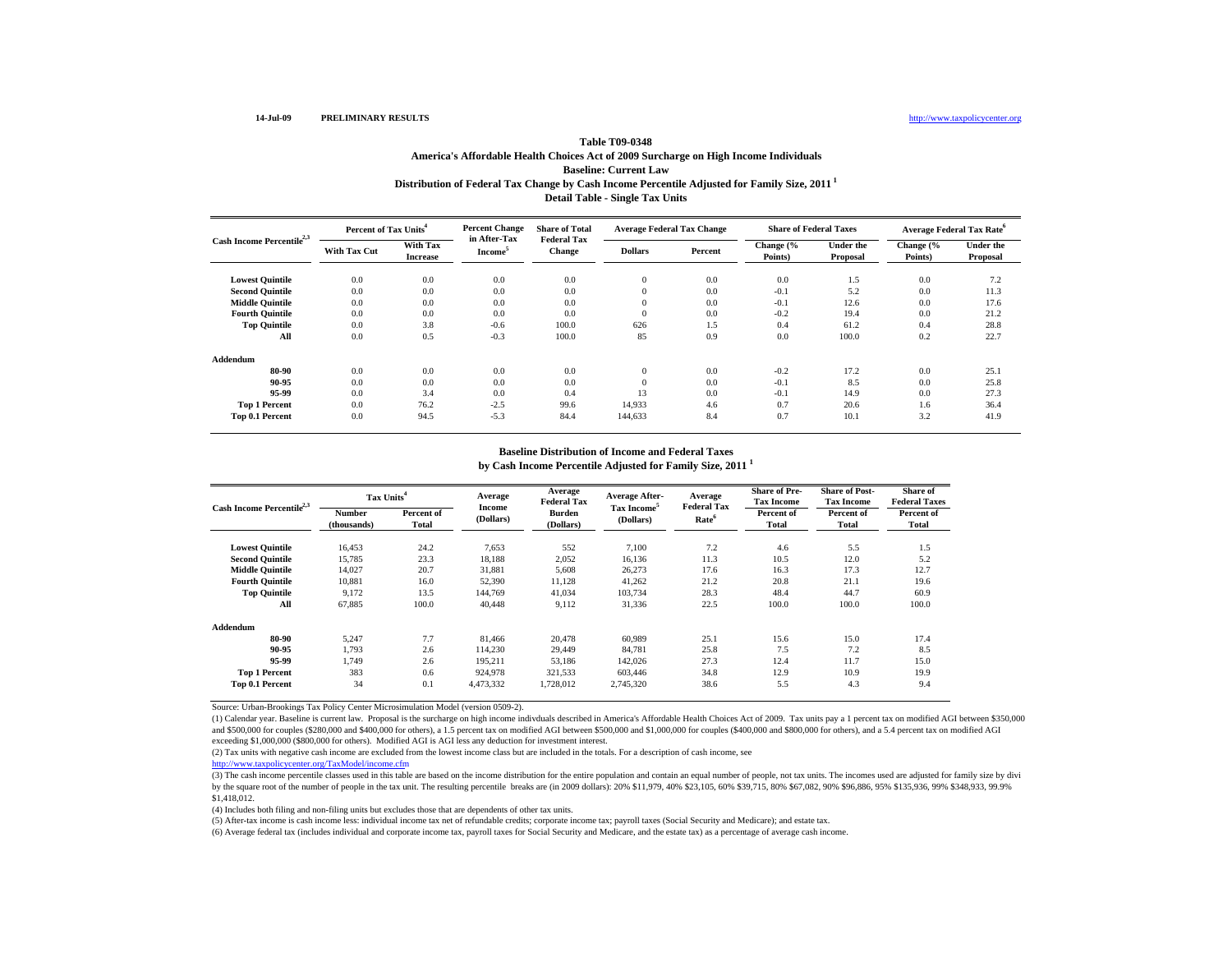14-Jul-09 PRELIMINARY RESULTS http://www.taxpolicycenter.org

# Table T09-0348

## America's Affordable Health Choices Act of 2009 Surcharge on High Income Individuals

### Baseline: Current Law

### Distribution of Federal Tax Change by Cash Income Percentile Adjusted for Family Size, 2011 [1]

### Detail Table - Single Tax Units

| Cash Income Percentile[2,3] | Percent of Tax Units[4] | | Percent Change in After-Tax Income[5] | Share of Total Federal Tax Change | Average Federal Tax Change | | Share of Federal Taxes | | Average Federal Tax Rate[6] | |
|---|---|---|---|---|---|---|---|---|---|---|
| | With Tax Cut | With Tax Increase | | | Dollars | Percent | Change (% Points) | Under the Proposal | Change (% Points) | Under the Proposal |
| Lowest Quintile | 0.0 | 0.0 | 0.0 | 0.0 | 0 | 0.0 | 0.0 | 1.5 | 0.0 | 7.2 |
| Second Quintile | 0.0 | 0.0 | 0.0 | 0.0 | 0 | 0.0 | -0.1 | 5.2 | 0.0 | 11.3 |
| Middle Quintile | 0.0 | 0.0 | 0.0 | 0.0 | 0 | 0.0 | -0.1 | 12.6 | 0.0 | 17.6 |
| Fourth Quintile | 0.0 | 0.0 | 0.0 | 0.0 | 0 | 0.0 | -0.2 | 19.4 | 0.0 | 21.2 |
| Top Quintile | 0.0 | 3.8 | -0.6 | 100.0 | 626 | 1.5 | 0.4 | 61.2 | 0.4 | 28.8 |
| All | 0.0 | 0.5 | -0.3 | 100.0 | 85 | 0.9 | 0.0 | 100.0 | 0.2 | 22.7 |
| **Addendum** | | | | | | | | | | |
| 80-90 | 0.0 | 0.0 | 0.0 | 0.0 | 0 | 0.0 | -0.2 | 17.2 | 0.0 | 25.1 |
| 90-95 | 0.0 | 0.0 | 0.0 | 0.0 | 0 | 0.0 | -0.1 | 8.5 | 0.0 | 25.8 |
| 95-99 | 0.0 | 3.4 | 0.0 | 0.4 | 13 | 0.0 | -0.1 | 14.9 | 0.0 | 27.3 |
| Top 1 Percent | 0.0 | 76.2 | -2.5 | 99.6 | 14,933 | 4.6 | 0.7 | 20.6 | 1.6 | 36.4 |
| Top 0.1 Percent | 0.0 | 94.5 | -5.3 | 84.4 | 144,633 | 8.4 | 0.7 | 10.1 | 3.2 | 41.9 |

### Baseline Distribution of Income and Federal Taxes by Cash Income Percentile Adjusted for Family Size, 2011 [1]

| Cash Income Percentile[2,3] | Tax Units[4] | | Average Income (Dollars) | Average Federal Tax Burden (Dollars) | Average After-Tax Income[5] (Dollars) | Average Federal Tax Rate[6] | Share of Pre-Tax Income | Share of Post-Tax Income | Share of Federal Taxes |
|---|---|---|---|---|---|---|---|---|---|
| | Number (thousands) | Percent of Total | | | | | Percent of Total | Percent of Total | Percent of Total |
| Lowest Quintile | 16,453 | 24.2 | 7,653 | 552 | 7,100 | 7.2 | 4.6 | 5.5 | 1.5 |
| Second Quintile | 15,785 | 23.3 | 18,188 | 2,052 | 16,136 | 11.3 | 10.5 | 12.0 | 5.2 |
| Middle Quintile | 14,027 | 20.7 | 31,881 | 5,608 | 26,273 | 17.6 | 16.3 | 17.3 | 12.7 |
| Fourth Quintile | 10,881 | 16.0 | 52,390 | 11,128 | 41,262 | 21.2 | 20.8 | 21.1 | 19.6 |
| Top Quintile | 9,172 | 13.5 | 144,769 | 41,034 | 103,734 | 28.3 | 48.4 | 44.7 | 60.9 |
| All | 67,885 | 100.0 | 40,448 | 9,112 | 31,336 | 22.5 | 100.0 | 100.0 | 100.0 |
| **Addendum** | | | | | | | | | |
| 80-90 | 5,247 | 7.7 | 81,466 | 20,478 | 60,989 | 25.1 | 15.6 | 15.0 | 17.4 |
| 90-95 | 1,793 | 2.6 | 114,230 | 29,449 | 84,781 | 25.8 | 7.5 | 7.2 | 8.5 |
| 95-99 | 1,749 | 2.6 | 195,211 | 53,186 | 142,026 | 27.3 | 12.4 | 11.7 | 15.0 |
| Top 1 Percent | 383 | 0.6 | 924,978 | 321,533 | 603,446 | 34.8 | 12.9 | 10.9 | 19.9 |
| Top 0.1 Percent | 34 | 0.1 | 4,473,332 | 1,728,012 | 2,745,320 | 38.6 | 5.5 | 4.3 | 9.4 |

Source: Urban-Brookings Tax Policy Center Microsimulation Model (version 0509-2).

(1) Calendar year. Baseline is current law. Proposal is the surcharge on high income indivduals described in America's Affordable Health Choices Act of 2009. Tax units pay a 1 percent tax on modified AGI between $350,000 and $500,000 for couples ($280,000 and $400,000 for others), a 1.5 percent tax on modified AGI between $500,000 and $1,000,000 for couples ($400,000 and $800,000 for others), and a 5.4 percent tax on modified AGI exceeding $1,000,000 ($800,000 for others). Modified AGI is AGI less any deduction for investment interest.

(2) Tax units with negative cash income are excluded from the lowest income class but are included in the totals. For a description of cash income, see http://www.taxpolicycenter.org/TaxModel/income.cfm

(3) The cash income percentile classes used in this table are based on the income distribution for the entire population and contain an equal number of people, not tax units. The incomes used are adjusted for family size by divi by the square root of the number of people in the tax unit. The resulting percentile breaks are (in 2009 dollars): 20% $11,979, 40% $23,105, 60% $39,715, 80% $67,082, 90% $96,886, 95% $135,936, 99% $348,933, 99.9% $1,418,012.

(4) Includes both filing and non-filing units but excludes those that are dependents of other tax units.

(5) After-tax income is cash income less: individual income tax net of refundable credits; corporate income tax; payroll taxes (Social Security and Medicare); and estate tax.

(6) Average federal tax (includes individual and corporate income tax, payroll taxes for Social Security and Medicare, and the estate tax) as a percentage of average cash income.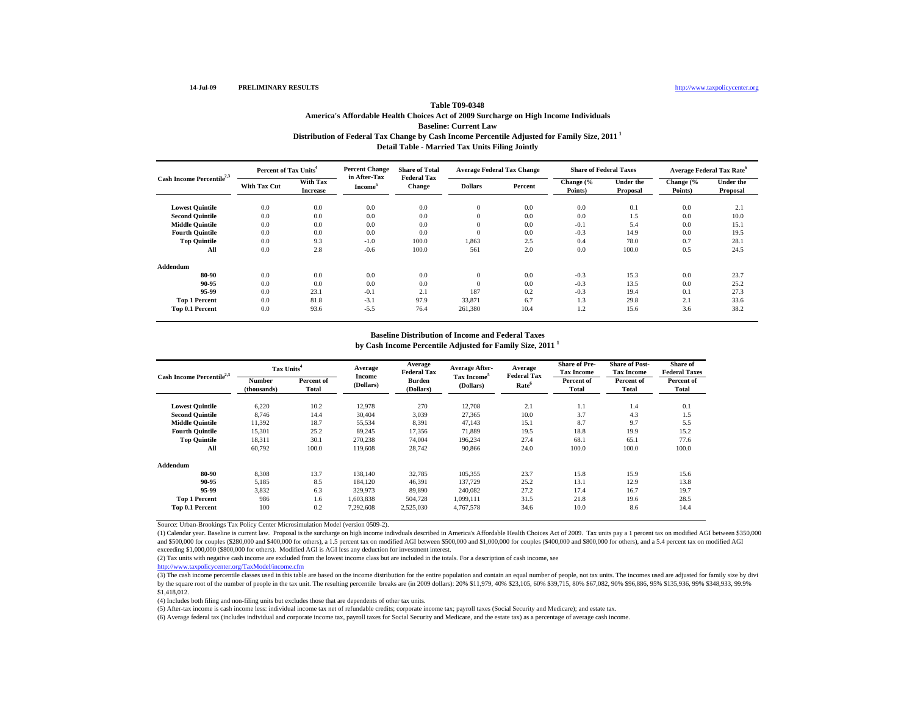14-Jul-09 PRELIMINARY RESULTS http://www.taxpolicycenter.org

## Table T09-0348
## America's Affordable Health Choices Act of 2009 Surcharge on High Income Individuals
## Baseline: Current Law
## Distribution of Federal Tax Change by Cash Income Percentile Adjusted for Family Size, 2011 [1]
## Detail Table - Married Tax Units Filing Jointly

| Cash Income Percentile[2,3] | Percent of Tax Units[4] | | Percent Change in After-Tax Income[5] | Share of Total Federal Tax Change | Average Federal Tax Change | | Share of Federal Taxes | | Average Federal Tax Rate[6] | |
|---|---|---|---|---|---|---|---|---|---|---|
| | With Tax Cut | With Tax Increase | | | Dollars | Percent | Change (% Points) | Under the Proposal | Change (% Points) | Under the Proposal |
| **Lowest Quintile** | 0.0 | 0.0 | 0.0 | 0.0 | 0 | 0.0 | 0.0 | 0.1 | 0.0 | 2.1 |
| **Second Quintile** | 0.0 | 0.0 | 0.0 | 0.0 | 0 | 0.0 | 0.0 | 1.5 | 0.0 | 10.0 |
| **Middle Quintile** | 0.0 | 0.0 | 0.0 | 0.0 | 0 | 0.0 | -0.1 | 5.4 | 0.0 | 15.1 |
| **Fourth Quintile** | 0.0 | 0.0 | 0.0 | 0.0 | 0 | 0.0 | -0.3 | 14.9 | 0.0 | 19.5 |
| **Top Quintile** | 0.0 | 9.3 | -1.0 | 100.0 | 1,863 | 2.5 | 0.4 | 78.0 | 0.7 | 28.1 |
| **All** | 0.0 | 2.8 | -0.6 | 100.0 | 561 | 2.0 | 0.0 | 100.0 | 0.5 | 24.5 |
| **Addendum** | | | | | | | | | | |
| **80-90** | 0.0 | 0.0 | 0.0 | 0.0 | 0 | 0.0 | -0.3 | 15.3 | 0.0 | 23.7 |
| **90-95** | 0.0 | 0.0 | 0.0 | 0.0 | 0 | 0.0 | -0.3 | 13.5 | 0.0 | 25.2 |
| **95-99** | 0.0 | 23.1 | -0.1 | 2.1 | 187 | 0.2 | -0.3 | 19.4 | 0.1 | 27.3 |
| **Top 1 Percent** | 0.0 | 81.8 | -3.1 | 97.9 | 33,871 | 6.7 | 1.3 | 29.8 | 2.1 | 33.6 |
| **Top 0.1 Percent** | 0.0 | 93.6 | -5.5 | 76.4 | 261,380 | 10.4 | 1.2 | 15.6 | 3.6 | 38.2 |

## Baseline Distribution of Income and Federal Taxes
## by Cash Income Percentile Adjusted for Family Size, 2011 [1]

| Cash Income Percentile[2,3] | Tax Units[4] | | Average Income (Dollars) | Average Federal Tax Burden (Dollars) | Average After-Tax Income[5] (Dollars) | Average Federal Tax Rate[6] | Share of Pre-Tax Income | Share of Post-Tax Income | Share of Federal Taxes |
|---|---|---|---|---|---|---|---|---|---|
| | Number (thousands) | Percent of Total | | | | | Percent of Total | Percent of Total | Percent of Total |
| **Lowest Quintile** | 6,220 | 10.2 | 12,978 | 270 | 12,708 | 2.1 | 1.1 | 1.4 | 0.1 |
| **Second Quintile** | 8,746 | 14.4 | 30,404 | 3,039 | 27,365 | 10.0 | 3.7 | 4.3 | 1.5 |
| **Middle Quintile** | 11,392 | 18.7 | 55,534 | 8,391 | 47,143 | 15.1 | 8.7 | 9.7 | 5.5 |
| **Fourth Quintile** | 15,301 | 25.2 | 89,245 | 17,356 | 71,889 | 19.5 | 18.8 | 19.9 | 15.2 |
| **Top Quintile** | 18,311 | 30.1 | 270,238 | 74,004 | 196,234 | 27.4 | 68.1 | 65.1 | 77.6 |
| **All** | 60,792 | 100.0 | 119,608 | 28,742 | 90,866 | 24.0 | 100.0 | 100.0 | 100.0 |
| **Addendum** | | | | | | | | | |
| **80-90** | 8,308 | 13.7 | 138,140 | 32,785 | 105,355 | 23.7 | 15.8 | 15.9 | 15.6 |
| **90-95** | 5,185 | 8.5 | 184,120 | 46,391 | 137,729 | 25.2 | 13.1 | 12.9 | 13.8 |
| **95-99** | 3,832 | 6.3 | 329,973 | 89,890 | 240,082 | 27.2 | 17.4 | 16.7 | 19.7 |
| **Top 1 Percent** | 986 | 1.6 | 1,603,838 | 504,728 | 1,099,111 | 31.5 | 21.8 | 19.6 | 28.5 |
| **Top 0.1 Percent** | 100 | 0.2 | 7,292,608 | 2,525,030 | 4,767,578 | 34.6 | 10.0 | 8.6 | 14.4 |

Source: Urban-Brookings Tax Policy Center Microsimulation Model (version 0509-2).

(1) Calendar year. Baseline is current law. Proposal is the surcharge on high income indivduals described in America's Affordable Health Choices Act of 2009. Tax units pay a 1 percent tax on modified AGI between $350,000 and $500,000 for couples ($280,000 and $400,000 for others), a 1.5 percent tax on modified AGI between $500,000 and $1,000,000 for couples ($400,000 and $800,000 for others), and a 5.4 percent tax on modified AGI exceeding $1,000,000 ($800,000 for others). Modified AGI is AGI less any deduction for investment interest.

(2) Tax units with negative cash income are excluded from the lowest income class but are included in the totals. For a description of cash income, see http://www.taxpolicycenter.org/TaxModel/income.cfm

(3) The cash income percentile classes used in this table are based on the income distribution for the entire population and contain an equal number of people, not tax units. The incomes used are adjusted for family size by dividing by the square root of the number of people in the tax unit. The resulting percentile breaks are (in 2009 dollars): 20% $11,979, 40% $23,105, 60% $39,715, 80% $67,082, 90% $96,886, 95% $135,936, 99% $348,933, 99.9% $1,418,012.

(4) Includes both filing and non-filing units but excludes those that are dependents of other tax units.

(5) After-tax income is cash income less: individual income tax net of refundable credits; corporate income tax; payroll taxes (Social Security and Medicare); and estate tax.

(6) Average federal tax (includes individual and corporate income tax, payroll taxes for Social Security and Medicare, and the estate tax) as a percentage of average cash income.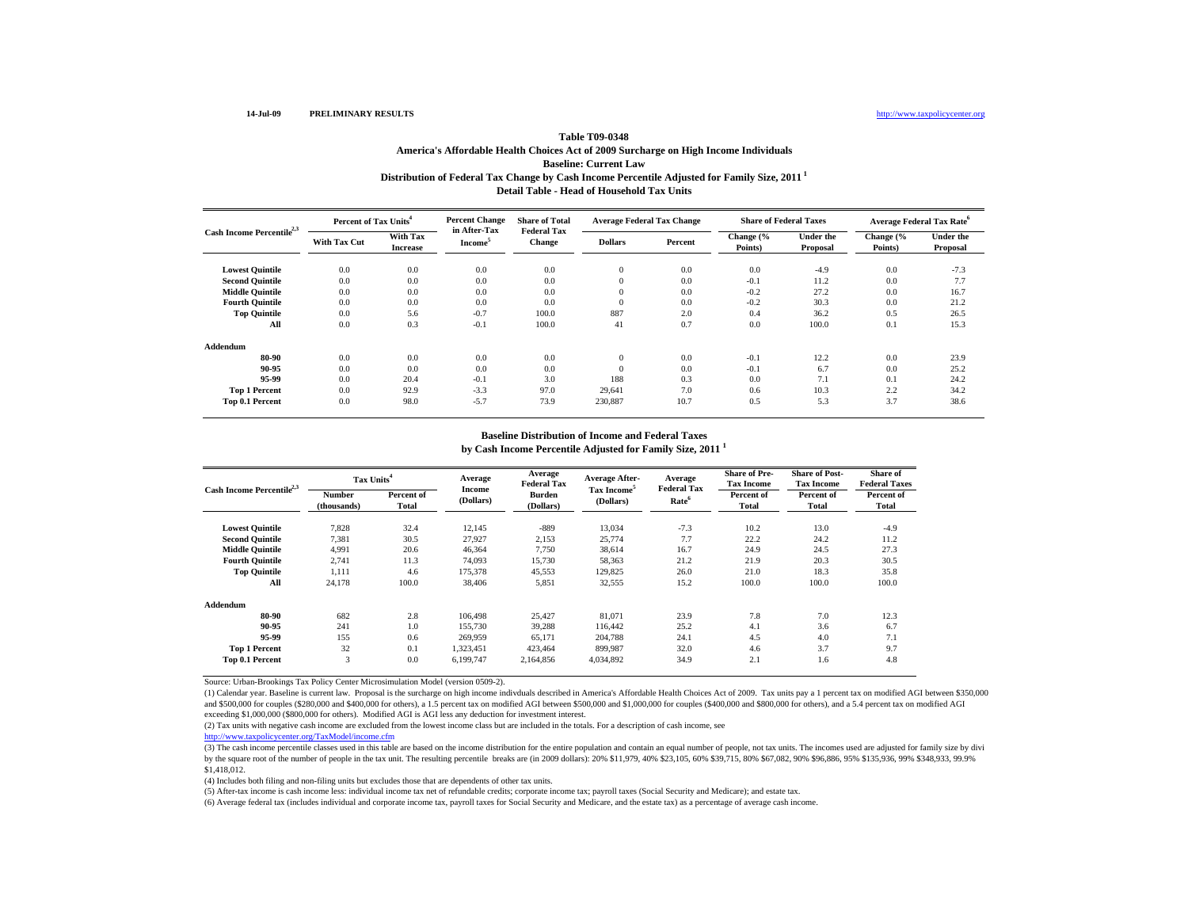14-Jul-09 PRELIMINARY RESULTS http://www.taxpolicycenter.org

## Table T09-0348
## America's Affordable Health Choices Act of 2009 Surcharge on High Income Individuals
### Baseline: Current Law
### Distribution of Federal Tax Change by Cash Income Percentile Adjusted for Family Size, 2011 [1]
### Detail Table - Head of Household Tax Units

| Cash Income Percentile[2,3] | Percent of Tax Units[4] | | Percent Change in After-Tax Income[5] | Share of Total Federal Tax Change | Average Federal Tax Change | | Share of Federal Taxes | | Average Federal Tax Rate[6] | |
|---|---|---|---|---|---|---|---|---|---|---|
| | With Tax Cut | With Tax Increase | | | Dollars | Percent | Change (% Points) | Under the Proposal | Change (% Points) | Under the Proposal |
| Lowest Quintile | 0.0 | 0.0 | 0.0 | 0.0 | 0 | 0.0 | 0.0 | -4.9 | 0.0 | -7.3 |
| Second Quintile | 0.0 | 0.0 | 0.0 | 0.0 | 0 | 0.0 | -0.1 | 11.2 | 0.0 | 7.7 |
| Middle Quintile | 0.0 | 0.0 | 0.0 | 0.0 | 0 | 0.0 | -0.2 | 27.2 | 0.0 | 16.7 |
| Fourth Quintile | 0.0 | 0.0 | 0.0 | 0.0 | 0 | 0.0 | -0.2 | 30.3 | 0.0 | 21.2 |
| Top Quintile | 0.0 | 5.6 | -0.7 | 100.0 | 887 | 2.0 | 0.4 | 36.2 | 0.5 | 26.5 |
| All | 0.0 | 0.3 | -0.1 | 100.0 | 41 | 0.7 | 0.0 | 100.0 | 0.1 | 15.3 |
| Addendum | | | | | | | | | | |
| 80-90 | 0.0 | 0.0 | 0.0 | 0.0 | 0 | 0.0 | -0.1 | 12.2 | 0.0 | 23.9 |
| 90-95 | 0.0 | 0.0 | 0.0 | 0.0 | 0 | 0.0 | -0.1 | 6.7 | 0.0 | 25.2 |
| 95-99 | 0.0 | 20.4 | -0.1 | 3.0 | 188 | 0.3 | 0.0 | 7.1 | 0.1 | 24.2 |
| Top 1 Percent | 0.0 | 92.9 | -3.3 | 97.0 | 29,641 | 7.0 | 0.6 | 10.3 | 2.2 | 34.2 |
| Top 0.1 Percent | 0.0 | 98.0 | -5.7 | 73.9 | 230,887 | 10.7 | 0.5 | 5.3 | 3.7 | 38.6 |

### Baseline Distribution of Income and Federal Taxes
### by Cash Income Percentile Adjusted for Family Size, 2011 [1]

| Cash Income Percentile[2,3] | Tax Units[4] | | Average Income (Dollars) | Average Federal Tax Burden (Dollars) | Average After-Tax Income[5] (Dollars) | Average Federal Tax Rate[6] | Share of Pre-Tax Income | Share of Post-Tax Income | Share of Federal Taxes |
|---|---|---|---|---|---|---|---|---|---|
| | Number (thousands) | Percent of Total | | | | | Percent of Total | Percent of Total | Percent of Total |
| Lowest Quintile | 7,828 | 32.4 | 12,145 | -889 | 13,034 | -7.3 | 10.2 | 13.0 | -4.9 |
| Second Quintile | 7,381 | 30.5 | 27,927 | 2,153 | 25,774 | 7.7 | 22.2 | 24.2 | 11.2 |
| Middle Quintile | 4,991 | 20.6 | 46,364 | 7,750 | 38,614 | 16.7 | 24.9 | 24.5 | 27.3 |
| Fourth Quintile | 2,741 | 11.3 | 74,093 | 15,730 | 58,363 | 21.2 | 21.9 | 20.3 | 30.5 |
| Top Quintile | 1,111 | 4.6 | 175,378 | 45,553 | 129,825 | 26.0 | 21.0 | 18.3 | 35.8 |
| All | 24,178 | 100.0 | 38,406 | 5,851 | 32,555 | 15.2 | 100.0 | 100.0 | 100.0 |
| Addendum | | | | | | | | | |
| 80-90 | 682 | 2.8 | 106,498 | 25,427 | 81,071 | 23.9 | 7.8 | 7.0 | 12.3 |
| 90-95 | 241 | 1.0 | 155,730 | 39,288 | 116,442 | 25.2 | 4.1 | 3.6 | 6.7 |
| 95-99 | 155 | 0.6 | 269,959 | 65,171 | 204,788 | 24.1 | 4.5 | 4.0 | 7.1 |
| Top 1 Percent | 32 | 0.1 | 1,323,451 | 423,464 | 899,987 | 32.0 | 4.6 | 3.7 | 9.7 |
| Top 0.1 Percent | 3 | 0.0 | 6,199,747 | 2,164,856 | 4,034,892 | 34.9 | 2.1 | 1.6 | 4.8 |

Source: Urban-Brookings Tax Policy Center Microsimulation Model (version 0509-2).

(1) Calendar year. Baseline is current law. Proposal is the surcharge on high income indivduals described in America's Affordable Health Choices Act of 2009. Tax units pay a 1 percent tax on modified AGI between $350,000 and $500,000 for couples ($280,000 and $400,000 for others), a 1.5 percent tax on modified AGI between $500,000 and $1,000,000 for couples ($400,000 and $800,000 for others), and a 5.4 percent tax on modified AGI exceeding $1,000,000 ($800,000 for others). Modified AGI is AGI less any deduction for investment interest.

(2) Tax units with negative cash income are excluded from the lowest income class but are included in the totals. For a description of cash income, see http://www.taxpolicycenter.org/TaxModel/income.cfm

(3) The cash income percentile classes used in this table are based on the income distribution for the entire population and contain an equal number of people, not tax units. The incomes used are adjusted for family size by divi by the square root of the number of people in the tax unit. The resulting percentile breaks are (in 2009 dollars): 20% $11,979, 40% $23,105, 60% $39,715, 80% $67,082, 90% $96,886, 95% $135,936, 99% $348,933, 99.9% $1,418,012.

(4) Includes both filing and non-filing units but excludes those that are dependents of other tax units.

(5) After-tax income is cash income less: individual income tax net of refundable credits; corporate income tax; payroll taxes (Social Security and Medicare); and estate tax.

(6) Average federal tax (includes individual and corporate income tax, payroll taxes for Social Security and Medicare, and the estate tax) as a percentage of average cash income.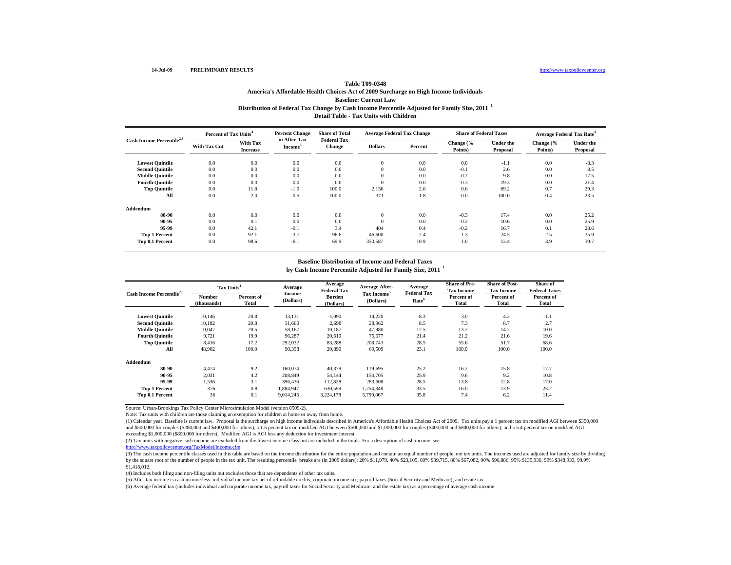14-Jul-09 PRELIMINARY RESULTS http://www.taxpolicycenter.org

## Table T09-0348

### America's Affordable Health Choices Act of 2009 Surcharge on High Income Individuals

### Baseline: Current Law

### Distribution of Federal Tax Change by Cash Income Percentile Adjusted for Family Size, 2011 [1]

### Detail Table - Tax Units with Children

| Cash Income Percentile[2,3] | Percent of Tax Units[4] | | Percent Change in After-Tax Income[5] | Share of Total Federal Tax Change | Average Federal Tax Change | | Share of Federal Taxes | | Average Federal Tax Rate[6] | |
|---|---|---|---|---|---|---|---|---|---|---|
| | With Tax Cut | With Tax Increase | | | Dollars | Percent | Change (% Points) | Under the Proposal | Change (% Points) | Under the Proposal |
| Lowest Quintile | 0.0 | 0.0 | 0.0 | 0.0 | 0 | 0.0 | 0.0 | -1.1 | 0.0 | -8.3 |
| Second Quintile | 0.0 | 0.0 | 0.0 | 0.0 | 0 | 0.0 | -0.1 | 2.6 | 0.0 | 8.5 |
| Middle Quintile | 0.0 | 0.0 | 0.0 | 0.0 | 0 | 0.0 | -0.2 | 9.8 | 0.0 | 17.5 |
| Fourth Quintile | 0.0 | 0.0 | 0.0 | 0.0 | 0 | 0.0 | -0.3 | 19.3 | 0.0 | 21.4 |
| Top Quintile | 0.0 | 11.8 | -1.0 | 100.0 | 2,156 | 2.6 | 0.6 | 69.2 | 0.7 | 29.3 |
| All | 0.0 | 2.0 | -0.5 | 100.0 | 371 | 1.8 | 0.0 | 100.0 | 0.4 | 23.5 |
| **Addendum** | | | | | | | | | | |
| 80-90 | 0.0 | 0.0 | 0.0 | 0.0 | 0 | 0.0 | -0.3 | 17.4 | 0.0 | 25.2 |
| 90-95 | 0.0 | 0.1 | 0.0 | 0.0 | 0 | 0.0 | -0.2 | 10.6 | 0.0 | 25.9 |
| 95-99 | 0.0 | 42.1 | -0.1 | 3.4 | 404 | 0.4 | -0.2 | 16.7 | 0.1 | 28.6 |
| Top 1 Percent | 0.0 | 92.1 | -3.7 | 96.6 | 46,600 | 7.4 | 1.3 | 24.5 | 2.5 | 35.9 |
| Top 0.1 Percent | 0.0 | 98.6 | -6.1 | 69.9 | 350,587 | 10.9 | 1.0 | 12.4 | 3.9 | 39.7 |

### Baseline Distribution of Income and Federal Taxes by Cash Income Percentile Adjusted for Family Size, 2011 [1]

| Cash Income Percentile[2,3] | Tax Units[4] | | Average Income (Dollars) | Average Federal Tax Burden (Dollars) | Average After-Tax Income[5] (Dollars) | Average Federal Tax Rate[6] | Share of Pre-Tax Income | Share of Post-Tax Income | Share of Federal Taxes |
|---|---|---|---|---|---|---|---|---|---|
| | Number (thousands) | Percent of Total | | | | | Percent of Total | Percent of Total | Percent of Total |
| Lowest Quintile | 10,146 | 20.8 | 13,131 | -1,090 | 14,220 | -8.3 | 3.0 | 4.2 | -1.1 |
| Second Quintile | 10,182 | 20.8 | 31,660 | 2,698 | 28,962 | 8.5 | 7.3 | 8.7 | 2.7 |
| Middle Quintile | 10,047 | 20.5 | 58,167 | 10,187 | 47,980 | 17.5 | 13.2 | 14.2 | 10.0 |
| Fourth Quintile | 9,721 | 19.9 | 96,287 | 20,610 | 75,677 | 21.4 | 21.2 | 21.6 | 19.6 |
| Top Quintile | 8,416 | 17.2 | 292,032 | 83,288 | 208,743 | 28.5 | 55.6 | 51.7 | 68.6 |
| All | 48,902 | 100.0 | 90,398 | 20,890 | 69,509 | 23.1 | 100.0 | 100.0 | 100.0 |
| **Addendum** | | | | | | | | | |
| 80-90 | 4,474 | 9.2 | 160,074 | 40,379 | 119,695 | 25.2 | 16.2 | 15.8 | 17.7 |
| 90-95 | 2,031 | 4.2 | 208,849 | 54,144 | 154,705 | 25.9 | 9.6 | 9.2 | 10.8 |
| 95-99 | 1,536 | 3.1 | 396,436 | 112,828 | 283,608 | 28.5 | 13.8 | 12.8 | 17.0 |
| Top 1 Percent | 376 | 0.8 | 1,884,947 | 630,599 | 1,254,348 | 33.5 | 16.0 | 13.9 | 23.2 |
| Top 0.1 Percent | 36 | 0.1 | 9,014,245 | 3,224,178 | 5,790,067 | 35.8 | 7.4 | 6.2 | 11.4 |

Source: Urban-Brookings Tax Policy Center Microsimulation Model (version 0509-2).

Note: Tax units with children are those claiming an exemption for children at home or away from home.

(1) Calendar year. Baseline is current law. Proposal is the surcharge on high income indivduals described in America's Affordable Health Choices Act of 2009. Tax units pay a 1 percent tax on modified AGI between $350,000 and $500,000 for couples ($280,000 and $400,000 for others), a 1.5 percent tax on modified AGI between $500,000 and $1,000,000 for couples ($400,000 and $800,000 for others), and a 5.4 percent tax on modified AGI exceeding $1,000,000 ($800,000 for others). Modified AGI is AGI less any deduction for investment interest.

(2) Tax units with negative cash income are excluded from the lowest income class but are included in the totals. For a description of cash income, see http://www.taxpolicycenter.org/TaxModel/income.cfm

(3) The cash income percentile classes used in this table are based on the income distribution for the entire population and contain an equal number of people, not tax units. The incomes used are adjusted for family size by dividing by the square root of the number of people in the tax unit. The resulting percentile breaks are (in 2009 dollars): 20% $11,979, 40% $23,105, 60% $39,715, 80% $67,082, 90% $96,886, 95% $135,936, 99% $348,933, 99.9% $1,418,012.

(4) Includes both filing and non-filing units but excludes those that are dependents of other tax units.

(5) After-tax income is cash income less: individual income tax net of refundable credits; corporate income tax; payroll taxes (Social Security and Medicare); and estate tax.

(6) Average federal tax (includes individual and corporate income tax, payroll taxes for Social Security and Medicare, and the estate tax) as a percentage of average cash income.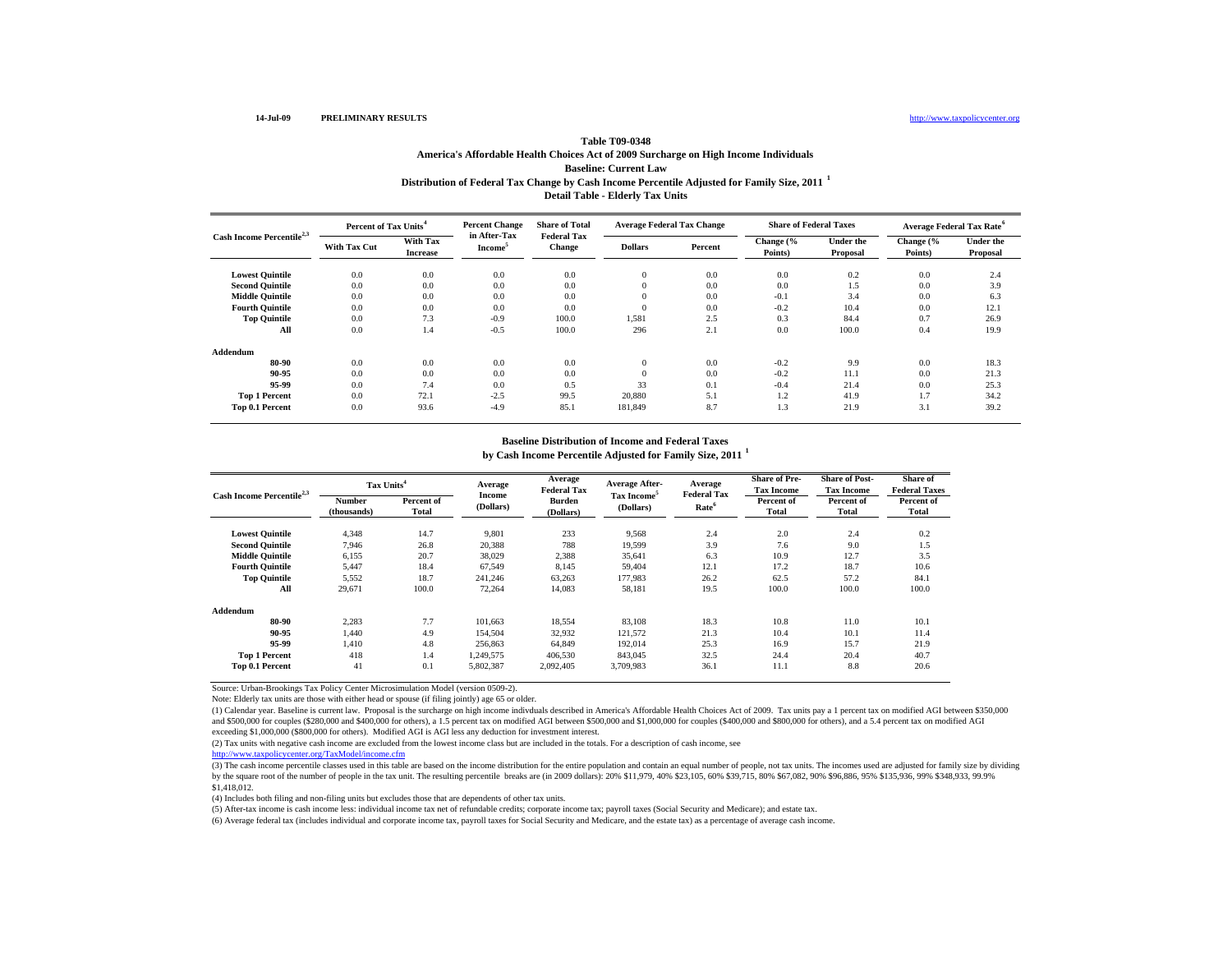14-Jul-09 PRELIMINARY RESULTS http://www.taxpolicycenter.org

**Table T09-0348**
**America's Affordable Health Choices Act of 2009 Surcharge on High Income Individuals**
**Baseline: Current Law**
**Distribution of Federal Tax Change by Cash Income Percentile Adjusted for Family Size, 2011 [1]**
**Detail Table - Elderly Tax Units**

| Cash Income Percentile[2,3] | Percent of Tax Units[4] | | Percent Change in After-Tax Income[5] | Share of Total Federal Tax Change | Average Federal Tax Change | | Share of Federal Taxes | | Average Federal Tax Rate[6] | |
|---|---|---|---|---|---|---|---|---|---|---|
| | With Tax Cut | With Tax Increase | | | Dollars | Percent | Change (% Points) | Under the Proposal | Change (% Points) | Under the Proposal |
| Lowest Quintile | 0.0 | 0.0 | 0.0 | 0.0 | 0 | 0.0 | 0.0 | 0.2 | 0.0 | 2.4 |
| Second Quintile | 0.0 | 0.0 | 0.0 | 0.0 | 0 | 0.0 | 0.0 | 1.5 | 0.0 | 3.9 |
| Middle Quintile | 0.0 | 0.0 | 0.0 | 0.0 | 0 | 0.0 | -0.1 | 3.4 | 0.0 | 6.3 |
| Fourth Quintile | 0.0 | 0.0 | 0.0 | 0.0 | 0 | 0.0 | -0.2 | 10.4 | 0.0 | 12.1 |
| Top Quintile | 0.0 | 7.3 | -0.9 | 100.0 | 1,581 | 2.5 | 0.3 | 84.4 | 0.7 | 26.9 |
| All | 0.0 | 1.4 | -0.5 | 100.0 | 296 | 2.1 | 0.0 | 100.0 | 0.4 | 19.9 |
| **Addendum** | | | | | | | | | | |
| 80-90 | 0.0 | 0.0 | 0.0 | 0.0 | 0 | 0.0 | -0.2 | 9.9 | 0.0 | 18.3 |
| 90-95 | 0.0 | 0.0 | 0.0 | 0.0 | 0 | 0.0 | -0.2 | 11.1 | 0.0 | 21.3 |
| 95-99 | 0.0 | 7.4 | 0.0 | 0.5 | 33 | 0.1 | -0.4 | 21.4 | 0.0 | 25.3 |
| Top 1 Percent | 0.0 | 72.1 | -2.5 | 99.5 | 20,880 | 5.1 | 1.2 | 41.9 | 1.7 | 34.2 |
| Top 0.1 Percent | 0.0 | 93.6 | -4.9 | 85.1 | 181,849 | 8.7 | 1.3 | 21.9 | 3.1 | 39.2 |

**Baseline Distribution of Income and Federal Taxes**
**by Cash Income Percentile Adjusted for Family Size, 2011 [1]**

| Cash Income Percentile[2,3] | Tax Units[4] | | Average Income (Dollars) | Average Federal Tax Burden (Dollars) | Average After-Tax Income[5] (Dollars) | Average Federal Tax Rate[6] | Share of Pre-Tax Income | Share of Post-Tax Income | Share of Federal Taxes |
|---|---|---|---|---|---|---|---|---|---|
| | Number (thousands) | Percent of Total | | | | | Percent of Total | Percent of Total | Percent of Total |
| Lowest Quintile | 4,348 | 14.7 | 9,801 | 233 | 9,568 | 2.4 | 2.0 | 2.4 | 0.2 |
| Second Quintile | 7,946 | 26.8 | 20,388 | 788 | 19,599 | 3.9 | 7.6 | 9.0 | 1.5 |
| Middle Quintile | 6,155 | 20.7 | 38,029 | 2,388 | 35,641 | 6.3 | 10.9 | 12.7 | 3.5 |
| Fourth Quintile | 5,447 | 18.4 | 67,549 | 8,145 | 59,404 | 12.1 | 17.2 | 18.7 | 10.6 |
| Top Quintile | 5,552 | 18.7 | 241,246 | 63,263 | 177,983 | 26.2 | 62.5 | 57.2 | 84.1 |
| All | 29,671 | 100.0 | 72,264 | 14,083 | 58,181 | 19.5 | 100.0 | 100.0 | 100.0 |
| **Addendum** | | | | | | | | | |
| 80-90 | 2,283 | 7.7 | 101,663 | 18,554 | 83,108 | 18.3 | 10.8 | 11.0 | 10.1 |
| 90-95 | 1,440 | 4.9 | 154,504 | 32,932 | 121,572 | 21.3 | 10.4 | 10.1 | 11.4 |
| 95-99 | 1,410 | 4.8 | 256,863 | 64,849 | 192,014 | 25.3 | 16.9 | 15.7 | 21.9 |
| Top 1 Percent | 418 | 1.4 | 1,249,575 | 406,530 | 843,045 | 32.5 | 24.4 | 20.4 | 40.7 |
| Top 0.1 Percent | 41 | 0.1 | 5,802,387 | 2,092,405 | 3,709,983 | 36.1 | 11.1 | 8.8 | 20.6 |

Source: Urban-Brookings Tax Policy Center Microsimulation Model (version 0509-2).

Note: Elderly tax units are those with either head or spouse (if filing jointly) age 65 or older.

(1) Calendar year. Baseline is current law. Proposal is the surcharge on high income indivduals described in America's Affordable Health Choices Act of 2009. Tax units pay a 1 percent tax on modified AGI between $350,000 and $500,000 for couples ($280,000 and $400,000 for others), a 1.5 percent tax on modified AGI between $500,000 and $1,000,000 for couples ($400,000 and $800,000 for others), and a 5.4 percent tax on modified AGI exceeding $1,000,000 ($800,000 for others). Modified AGI is AGI less any deduction for investment interest.

(2) Tax units with negative cash income are excluded from the lowest income class but are included in the totals. For a description of cash income, see http://www.taxpolicycenter.org/TaxModel/income.cfm

(3) The cash income percentile classes used in this table are based on the income distribution for the entire population and contain an equal number of people, not tax units. The incomes used are adjusted for family size by dividing by the square root of the number of people in the tax unit. The resulting percentile breaks are (in 2009 dollars): 20% $11,979, 40% $23,105, 60% $39,715, 80% $67,082, 90% $96,886, 95% $135,936, 99% $348,933, 99.9% $1,418,012.

(4) Includes both filing and non-filing units but excludes those that are dependents of other tax units.

(5) After-tax income is cash income less: individual income tax net of refundable credits; corporate income tax; payroll taxes (Social Security and Medicare); and estate tax.

(6) Average federal tax (includes individual and corporate income tax, payroll taxes for Social Security and Medicare, and the estate tax) as a percentage of average cash income.